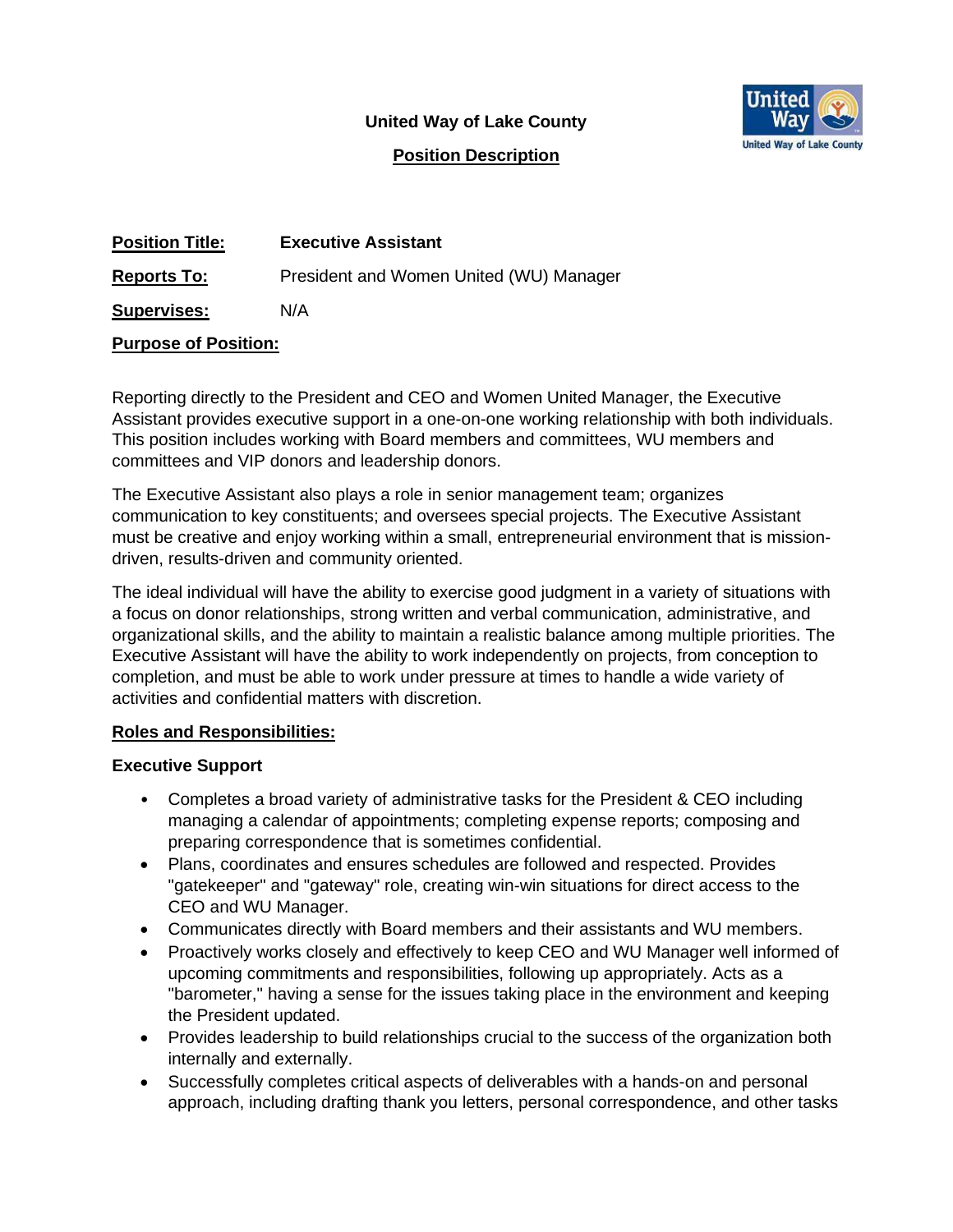**United Way of Lake County**

**Position Description**

**Position Title:** **Executive Assistant**

**Reports To:** President and Women United (WU) Manager

**Supervises:** N/A

**Purpose of Position:**

Reporting directly to the President and CEO and Women United Manager, the Executive Assistant provides executive support in a one-on-one working relationship with both individuals. This position includes working with Board members and committees, WU members and committees and VIP donors and leadership donors.

The Executive Assistant also plays a role in senior management team; organizes communication to key constituents; and oversees special projects. The Executive Assistant must be creative and enjoy working within a small, entrepreneurial environment that is mission-driven, results-driven and community oriented.

The ideal individual will have the ability to exercise good judgment in a variety of situations with a focus on donor relationships, strong written and verbal communication, administrative, and organizational skills, and the ability to maintain a realistic balance among multiple priorities. The Executive Assistant will have the ability to work independently on projects, from conception to completion, and must be able to work under pressure at times to handle a wide variety of activities and confidential matters with discretion.

**Roles and Responsibilities:**

**Executive Support**

- Completes a broad variety of administrative tasks for the President & CEO including managing a calendar of appointments; completing expense reports; composing and preparing correspondence that is sometimes confidential.
- Plans, coordinates and ensures schedules are followed and respected. Provides "gatekeeper" and "gateway" role, creating win-win situations for direct access to the CEO and WU Manager.
- Communicates directly with Board members and their assistants and WU members.
- Proactively works closely and effectively to keep CEO and WU Manager well informed of upcoming commitments and responsibilities, following up appropriately. Acts as a "barometer," having a sense for the issues taking place in the environment and keeping the President updated.
- Provides leadership to build relationships crucial to the success of the organization both internally and externally.
- Successfully completes critical aspects of deliverables with a hands-on and personal approach, including drafting thank you letters, personal correspondence, and other tasks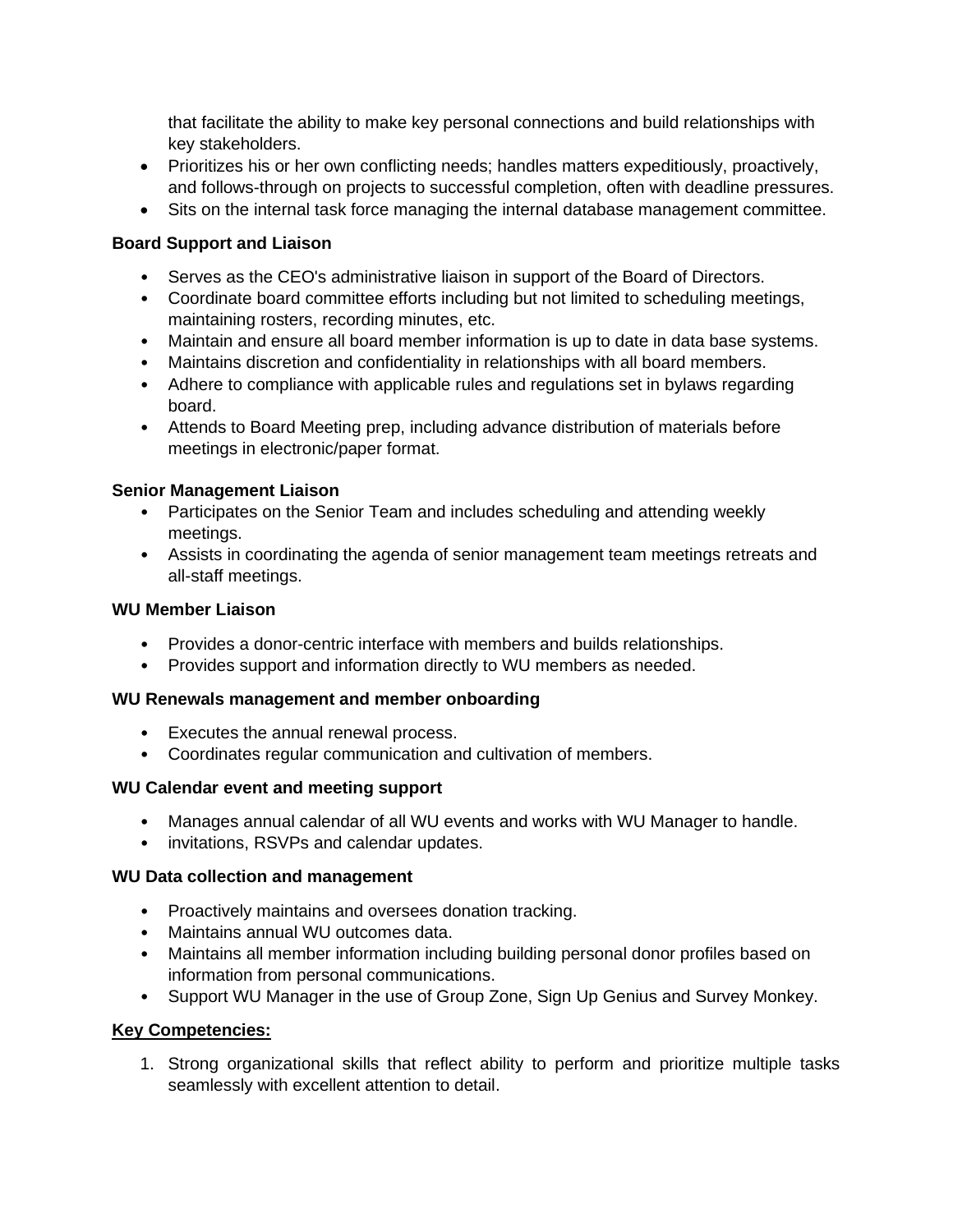that facilitate the ability to make key personal connections and build relationships with key stakeholders.

- Prioritizes his or her own conflicting needs; handles matters expeditiously, proactively, and follows-through on projects to successful completion, often with deadline pressures.
- Sits on the internal task force managing the internal database management committee.

**Board Support and Liaison**

- Serves as the CEO's administrative liaison in support of the Board of Directors.
- Coordinate board committee efforts including but not limited to scheduling meetings, maintaining rosters, recording minutes, etc.
- Maintain and ensure all board member information is up to date in data base systems.
- Maintains discretion and confidentiality in relationships with all board members.
- Adhere to compliance with applicable rules and regulations set in bylaws regarding board.
- Attends to Board Meeting prep, including advance distribution of materials before meetings in electronic/paper format.

**Senior Management Liaison**

- Participates on the Senior Team and includes scheduling and attending weekly meetings.
- Assists in coordinating the agenda of senior management team meetings retreats and all-staff meetings.

**WU Member Liaison**

- Provides a donor-centric interface with members and builds relationships.
- Provides support and information directly to WU members as needed.

**WU Renewals management and member onboarding**

- Executes the annual renewal process.
- Coordinates regular communication and cultivation of members.

**WU Calendar event and meeting support**

- Manages annual calendar of all WU events and works with WU Manager to handle.
- invitations, RSVPs and calendar updates.

**WU Data collection and management**

- Proactively maintains and oversees donation tracking.
- Maintains annual WU outcomes data.
- Maintains all member information including building personal donor profiles based on information from personal communications.
- Support WU Manager in the use of Group Zone, Sign Up Genius and Survey Monkey.

**Key Competencies:**

1. Strong organizational skills that reflect ability to perform and prioritize multiple tasks seamlessly with excellent attention to detail.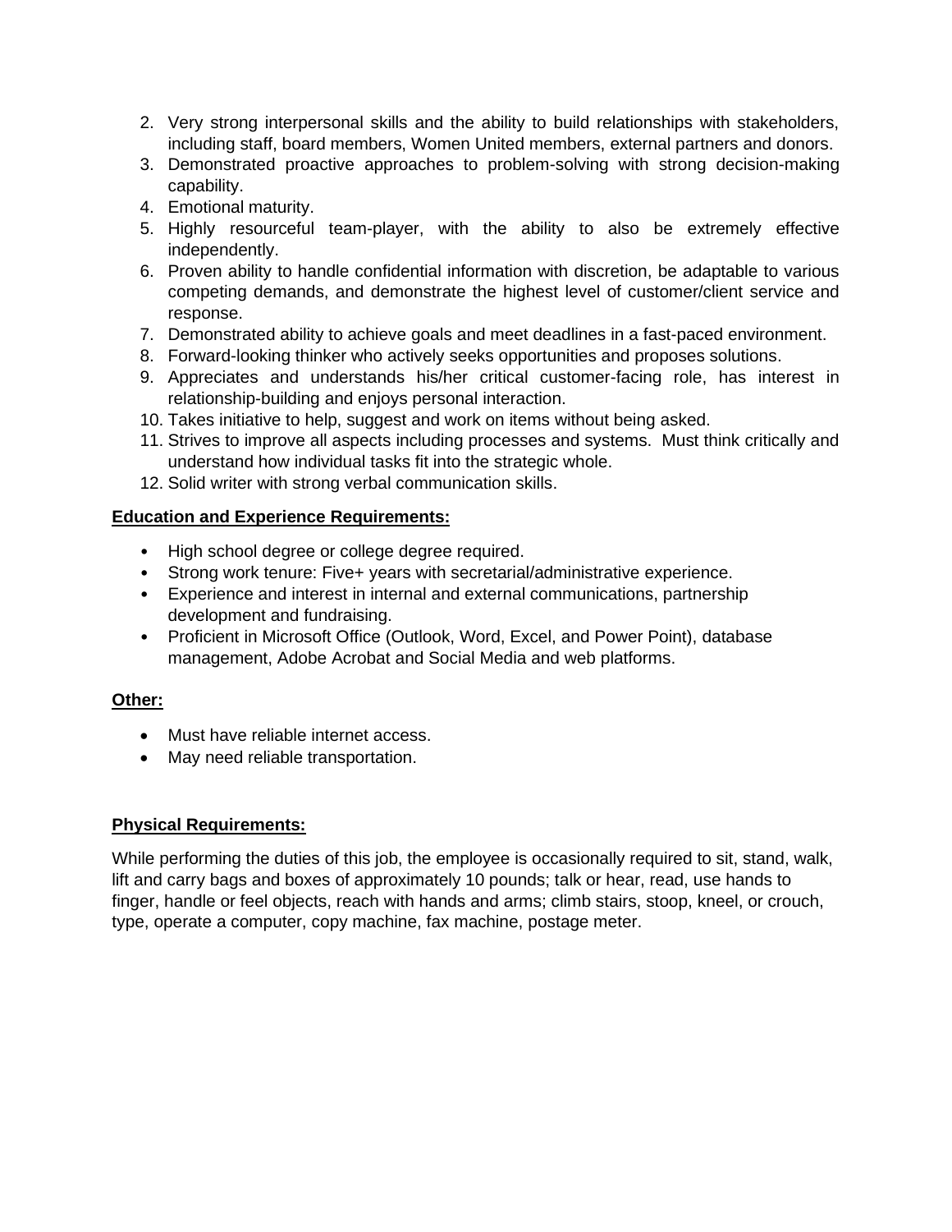2. Very strong interpersonal skills and the ability to build relationships with stakeholders, including staff, board members, Women United members, external partners and donors.
3. Demonstrated proactive approaches to problem-solving with strong decision-making capability.
4. Emotional maturity.
5. Highly resourceful team-player, with the ability to also be extremely effective independently.
6. Proven ability to handle confidential information with discretion, be adaptable to various competing demands, and demonstrate the highest level of customer/client service and response.
7. Demonstrated ability to achieve goals and meet deadlines in a fast-paced environment.
8. Forward-looking thinker who actively seeks opportunities and proposes solutions.
9. Appreciates and understands his/her critical customer-facing role, has interest in relationship-building and enjoys personal interaction.
10. Takes initiative to help, suggest and work on items without being asked.
11. Strives to improve all aspects including processes and systems. Must think critically and understand how individual tasks fit into the strategic whole.
12. Solid writer with strong verbal communication skills.

**Education and Experience Requirements:**

- High school degree or college degree required.
- Strong work tenure: Five+ years with secretarial/administrative experience.
- Experience and interest in internal and external communications, partnership development and fundraising.
- Proficient in Microsoft Office (Outlook, Word, Excel, and Power Point), database management, Adobe Acrobat and Social Media and web platforms.

**Other:**

- Must have reliable internet access.
- May need reliable transportation.

**Physical Requirements:**

While performing the duties of this job, the employee is occasionally required to sit, stand, walk, lift and carry bags and boxes of approximately 10 pounds; talk or hear, read, use hands to finger, handle or feel objects, reach with hands and arms; climb stairs, stoop, kneel, or crouch, type, operate a computer, copy machine, fax machine, postage meter.